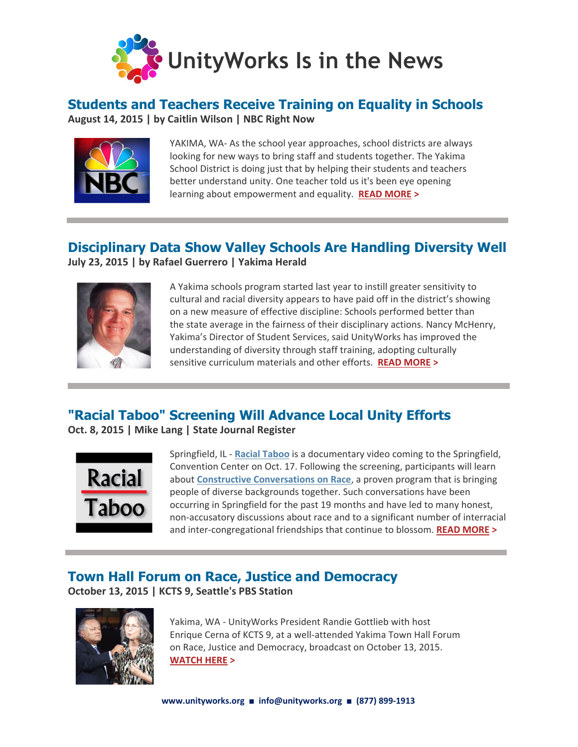# UnityWorks Is in the News

## Students and Teachers Receive Training on Equality in Schools

**August 14, 2015 | by Caitlin Wilson | NBC Right Now**

YAKIMA, WA- As the school year approaches, school districts are always looking for new ways to bring staff and students together. The Yakima School District is doing just that by helping their students and teachers better understand unity. One teacher told us it's been eye opening learning about empowerment and equality. **READ MORE >**

---

## Disciplinary Data Show Valley Schools Are Handling Diversity Well

**July 23, 2015 | by Rafael Guerrero | Yakima Herald**

A Yakima schools program started last year to instill greater sensitivity to cultural and racial diversity appears to have paid off in the district's showing on a new measure of effective discipline: Schools performed better than the state average in the fairness of their disciplinary actions. Nancy McHenry, Yakima's Director of Student Services, said UnityWorks has improved the understanding of diversity through staff training, adopting culturally sensitive curriculum materials and other efforts. **READ MORE >**

---

## "Racial Taboo" Screening Will Advance Local Unity Efforts

**Oct. 8, 2015 | Mike Lang | State Journal Register**

Springfield, IL - Racial Taboo is a documentary video coming to the Springfield, Convention Center on Oct. 17. Following the screening, participants will learn about Constructive Conversations on Race, a proven program that is bringing people of diverse backgrounds together. Such conversations have been occurring in Springfield for the past 19 months and have led to many honest, non-accusatory discussions about race and to a significant number of interracial and inter-congregational friendships that continue to blossom. **READ MORE >**

---

## Town Hall Forum on Race, Justice and Democracy

**October 13, 2015 | KCTS 9, Seattle's PBS Station**

Yakima, WA - UnityWorks President Randie Gottlieb with host Enrique Cerna of KCTS 9, at a well-attended Yakima Town Hall Forum on Race, Justice and Democracy, broadcast on October 13, 2015. **WATCH HERE >**

**www.unityworks.org ■ info@unityworks.org ■ (877) 899-1913**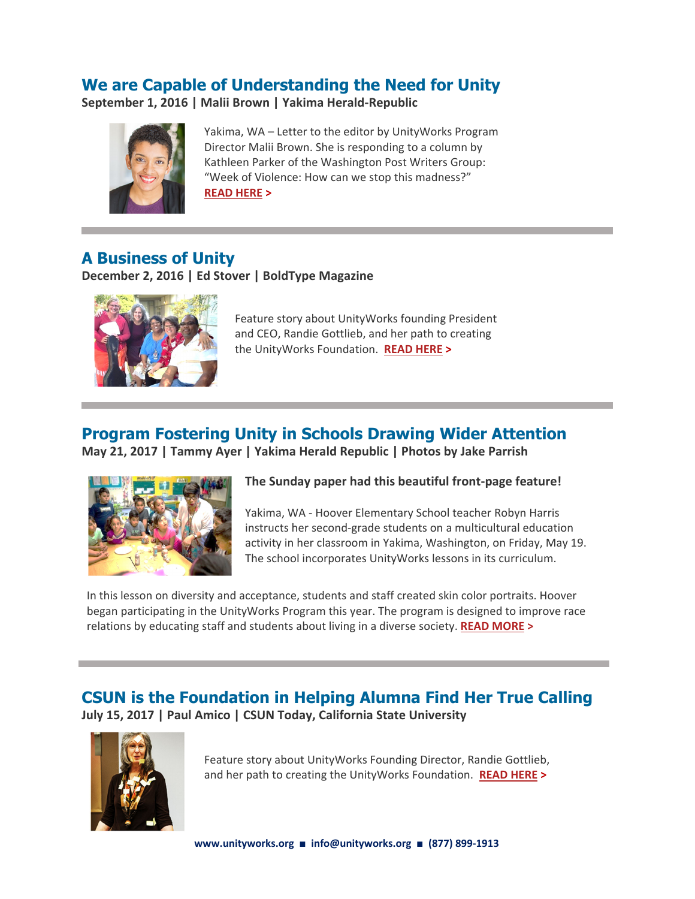## We are Capable of Understanding the Need for Unity

**September 1, 2016 | Malii Brown | Yakima Herald-Republic**

Yakima, WA – Letter to the editor by UnityWorks Program Director Malii Brown. She is responding to a column by Kathleen Parker of the Washington Post Writers Group: "Week of Violence: How can we stop this madness?" **READ HERE >**

---

## A Business of Unity

**December 2, 2016 | Ed Stover | BoldType Magazine**

Feature story about UnityWorks founding President and CEO, Randie Gottlieb, and her path to creating the UnityWorks Foundation. **READ HERE >**

---

## Program Fostering Unity in Schools Drawing Wider Attention

**May 21, 2017 | Tammy Ayer | Yakima Herald Republic | Photos by Jake Parrish**

**The Sunday paper had this beautiful front-page feature!**

Yakima, WA - Hoover Elementary School teacher Robyn Harris instructs her second-grade students on a multicultural education activity in her classroom in Yakima, Washington, on Friday, May 19. The school incorporates UnityWorks lessons in its curriculum.

In this lesson on diversity and acceptance, students and staff created skin color portraits. Hoover began participating in the UnityWorks Program this year. The program is designed to improve race relations by educating staff and students about living in a diverse society. **READ MORE >**

---

## CSUN is the Foundation in Helping Alumna Find Her True Calling

**July 15, 2017 | Paul Amico | CSUN Today, California State University**

Feature story about UnityWorks Founding Director, Randie Gottlieb, and her path to creating the UnityWorks Foundation. **READ HERE >**

**www.unityworks.org ■ info@unityworks.org ■ (877) 899-1913**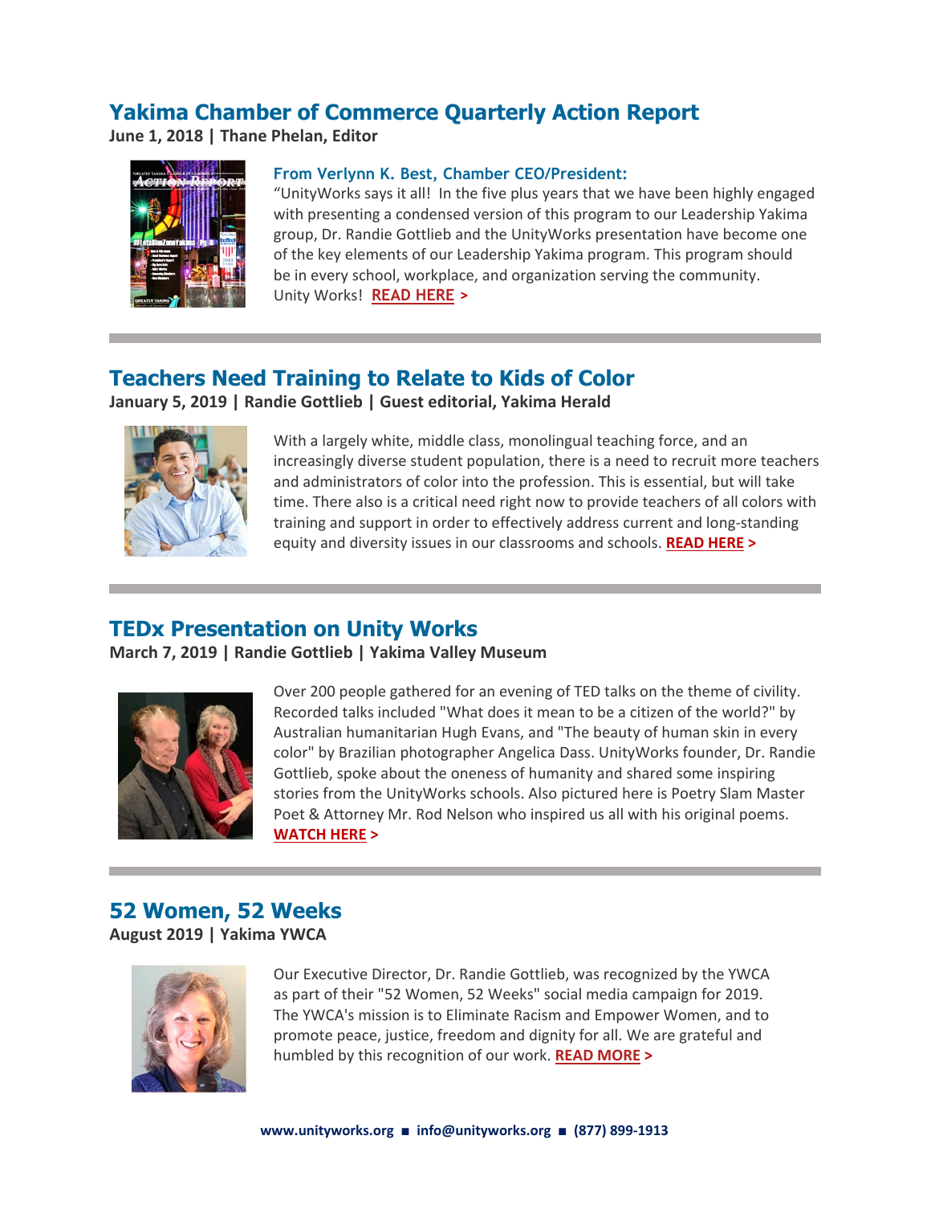## Yakima Chamber of Commerce Quarterly Action Report

**June 1, 2018 | Thane Phelan, Editor**

**From Verlynn K. Best, Chamber CEO/President:**

"UnityWorks says it all! In the five plus years that we have been highly engaged with presenting a condensed version of this program to our Leadership Yakima group, Dr. Randie Gottlieb and the UnityWorks presentation have become one of the key elements of our Leadership Yakima program. This program should be in every school, workplace, and organization serving the community. Unity Works! **READ HERE >**

---

## Teachers Need Training to Relate to Kids of Color

**January 5, 2019 | Randie Gottlieb | Guest editorial, Yakima Herald**

With a largely white, middle class, monolingual teaching force, and an increasingly diverse student population, there is a need to recruit more teachers and administrators of color into the profession. This is essential, but will take time. There also is a critical need right now to provide teachers of all colors with training and support in order to effectively address current and long-standing equity and diversity issues in our classrooms and schools. **READ HERE >**

---

## TEDx Presentation on Unity Works

**March 7, 2019 | Randie Gottlieb | Yakima Valley Museum**

Over 200 people gathered for an evening of TED talks on the theme of civility. Recorded talks included "What does it mean to be a citizen of the world?" by Australian humanitarian Hugh Evans, and "The beauty of human skin in every color" by Brazilian photographer Angelica Dass. UnityWorks founder, Dr. Randie Gottlieb, spoke about the oneness of humanity and shared some inspiring stories from the UnityWorks schools. Also pictured here is Poetry Slam Master Poet & Attorney Mr. Rod Nelson who inspired us all with his original poems. **WATCH HERE >**

---

## 52 Women, 52 Weeks

**August 2019 | Yakima YWCA**

Our Executive Director, Dr. Randie Gottlieb, was recognized by the YWCA as part of their "52 Women, 52 Weeks" social media campaign for 2019. The YWCA's mission is to Eliminate Racism and Empower Women, and to promote peace, justice, freedom and dignity for all. We are grateful and humbled by this recognition of our work. **READ MORE >**

**www.unityworks.org ■ info@unityworks.org ■ (877) 899-1913**